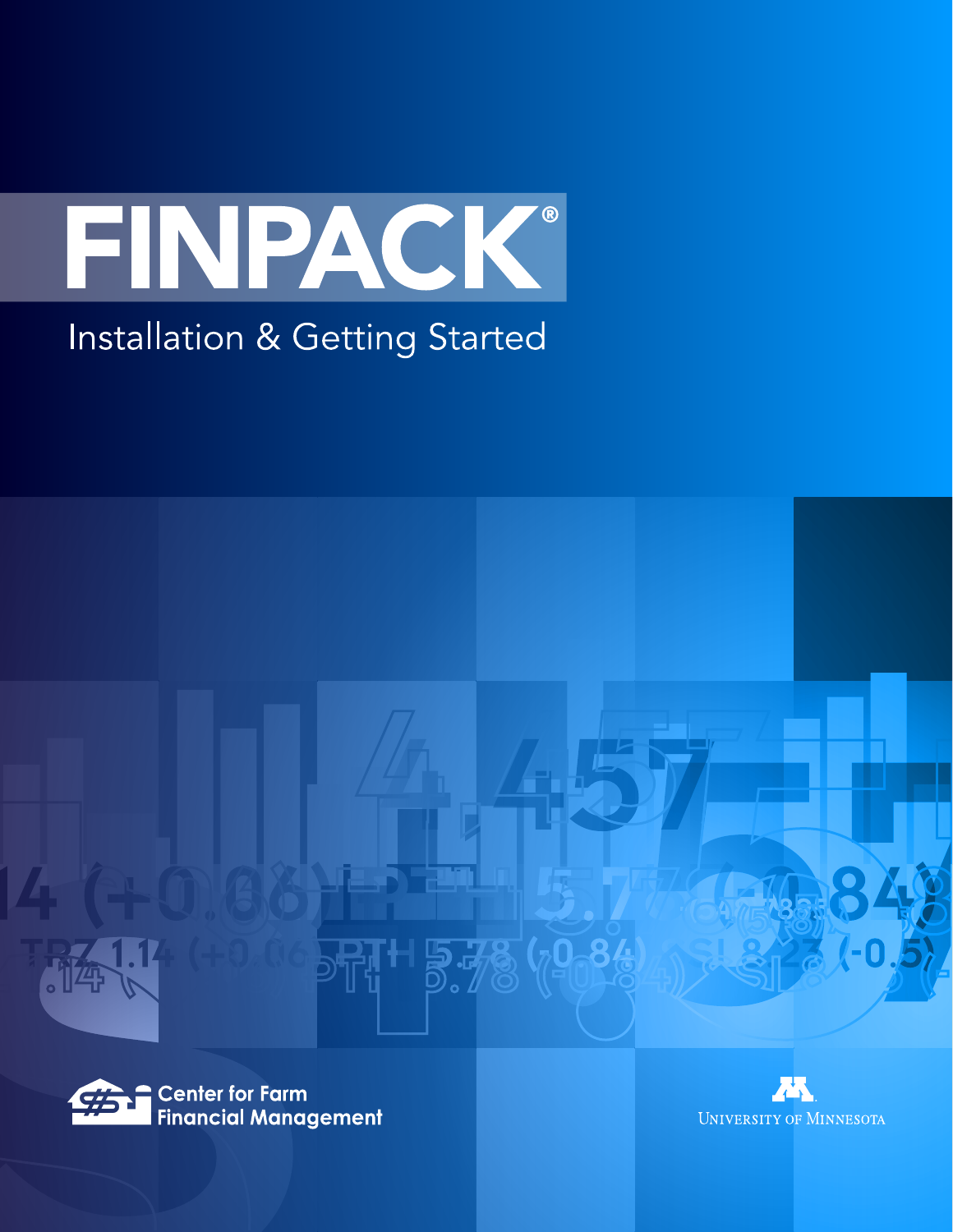# FINPACK®

## Installation & Getting Started

Center for Farm Financial Management

University of Minnesota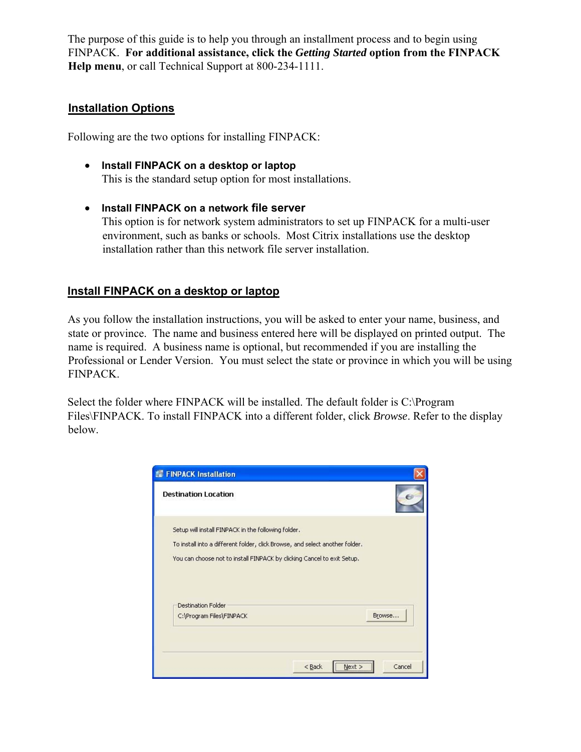The purpose of this guide is to help you through an installment process and to begin using FINPACK. **For additional assistance, click the *Getting Started* option from the FINPACK Help menu**, or call Technical Support at 800-234-1111.

## Installation Options

Following are the two options for installing FINPACK:

- **Install FINPACK on a desktop or laptop**
  This is the standard setup option for most installations.

- **Install FINPACK on a network file server**
  This option is for network system administrators to set up FINPACK for a multi-user environment, such as banks or schools. Most Citrix installations use the desktop installation rather than this network file server installation.

## Install FINPACK on a desktop or laptop

As you follow the installation instructions, you will be asked to enter your name, business, and state or province. The name and business entered here will be displayed on printed output. The name is required. A business name is optional, but recommended if you are installing the Professional or Lender Version. You must select the state or province in which you will be using FINPACK.

Select the folder where FINPACK will be installed. The default folder is C:\Program Files\FINPACK. To install FINPACK into a different folder, click *Browse*. Refer to the display below.

FINPACK Installation

Destination Location

Setup will install FINPACK in the following folder.

To install into a different folder, click Browse, and select another folder.

You can choose not to install FINPACK by clicking Cancel to exit Setup.

Destination Folder
C:\Program Files\FINPACK    Browse...

< Back    Next >    Cancel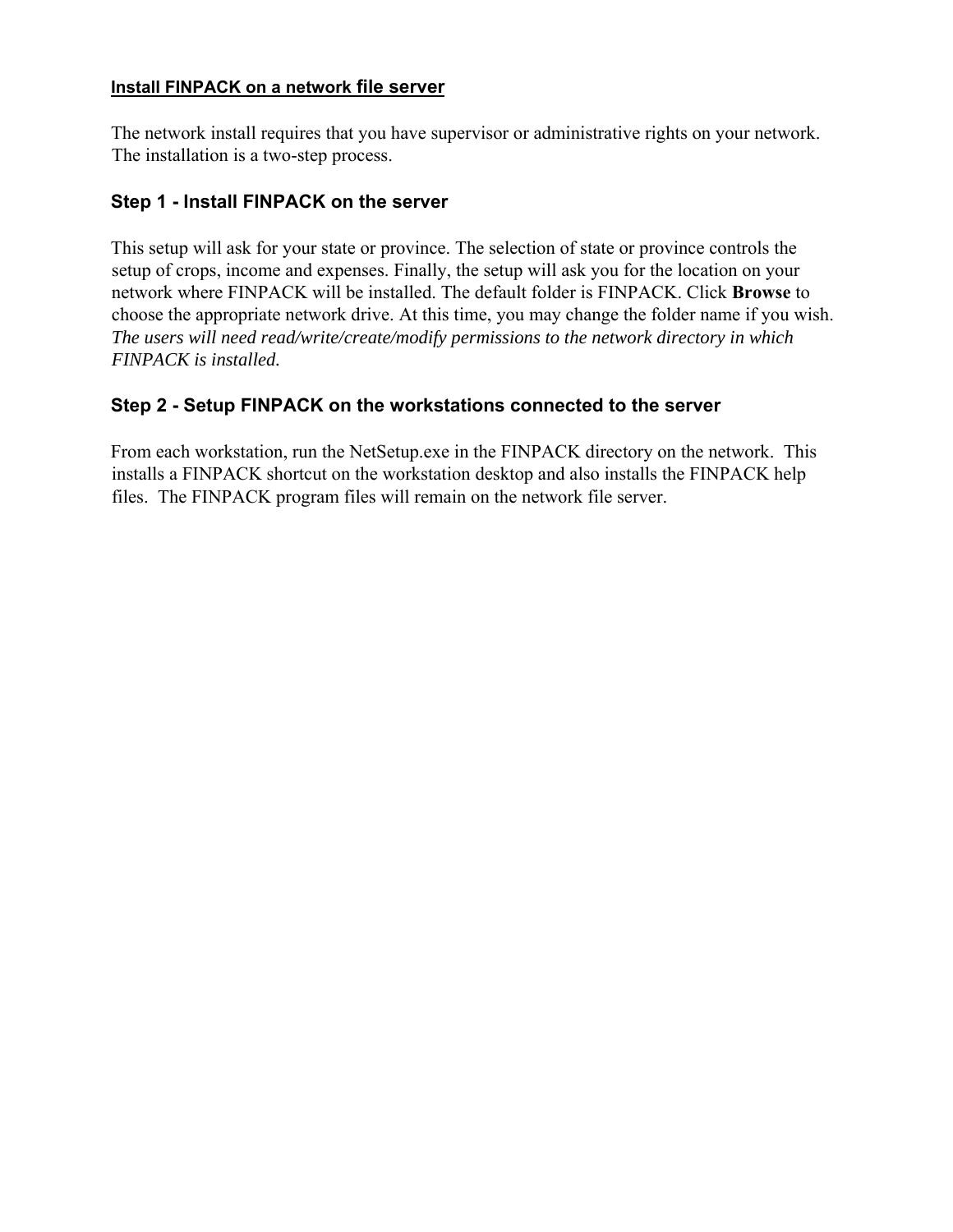## Install FINPACK on a network file server

The network install requires that you have supervisor or administrative rights on your network. The installation is a two-step process.

### Step 1 - Install FINPACK on the server

This setup will ask for your state or province. The selection of state or province controls the setup of crops, income and expenses. Finally, the setup will ask you for the location on your network where FINPACK will be installed. The default folder is FINPACK. Click **Browse** to choose the appropriate network drive. At this time, you may change the folder name if you wish. *The users will need read/write/create/modify permissions to the network directory in which FINPACK is installed.*

### Step 2 - Setup FINPACK on the workstations connected to the server

From each workstation, run the NetSetup.exe in the FINPACK directory on the network. This installs a FINPACK shortcut on the workstation desktop and also installs the FINPACK help files. The FINPACK program files will remain on the network file server.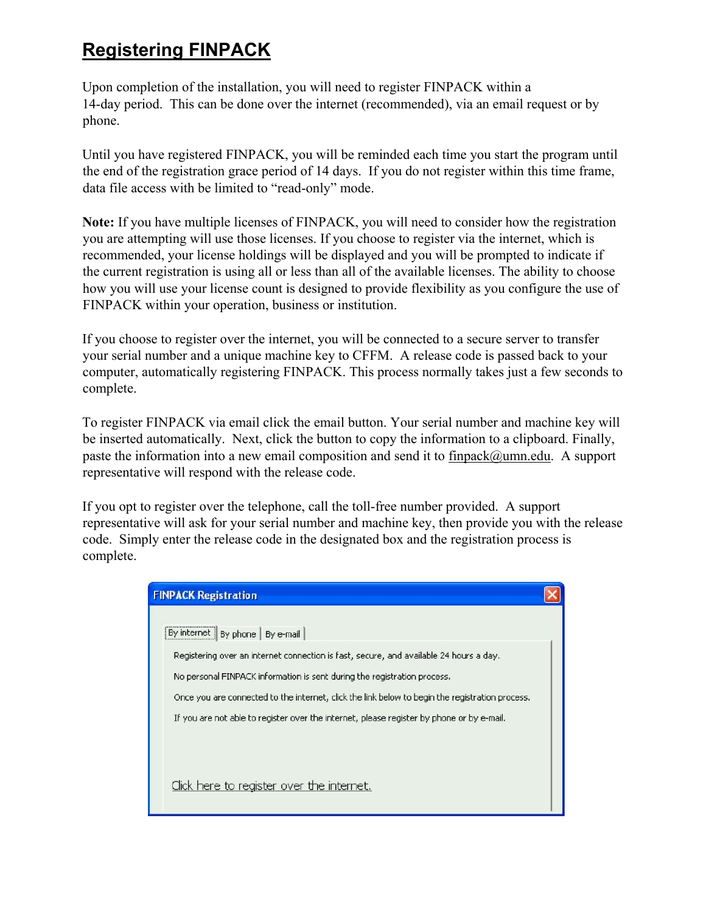# Registering FINPACK

Upon completion of the installation, you will need to register FINPACK within a 14-day period. This can be done over the internet (recommended), via an email request or by phone.

Until you have registered FINPACK, you will be reminded each time you start the program until the end of the registration grace period of 14 days. If you do not register within this time frame, data file access with be limited to "read-only" mode.

**Note:** If you have multiple licenses of FINPACK, you will need to consider how the registration you are attempting will use those licenses. If you choose to register via the internet, which is recommended, your license holdings will be displayed and you will be prompted to indicate if the current registration is using all or less than all of the available licenses. The ability to choose how you will use your license count is designed to provide flexibility as you configure the use of FINPACK within your operation, business or institution.

If you choose to register over the internet, you will be connected to a secure server to transfer your serial number and a unique machine key to CFFM. A release code is passed back to your computer, automatically registering FINPACK. This process normally takes just a few seconds to complete.

To register FINPACK via email click the email button. Your serial number and machine key will be inserted automatically. Next, click the button to copy the information to a clipboard. Finally, paste the information into a new email composition and send it to finpack@umn.edu. A support representative will respond with the release code.

If you opt to register over the telephone, call the toll-free number provided. A support representative will ask for your serial number and machine key, then provide you with the release code. Simply enter the release code in the designated box and the registration process is complete.

FINPACK Registration

By internet | By phone | By e-mail

Registering over an internet connection is fast, secure, and available 24 hours a day.

No personal FINPACK information is sent during the registration process.

Once you are connected to the internet, click the link below to begin the registration process.

If you are not able to register over the internet, please register by phone or by e-mail.

Click here to register over the internet.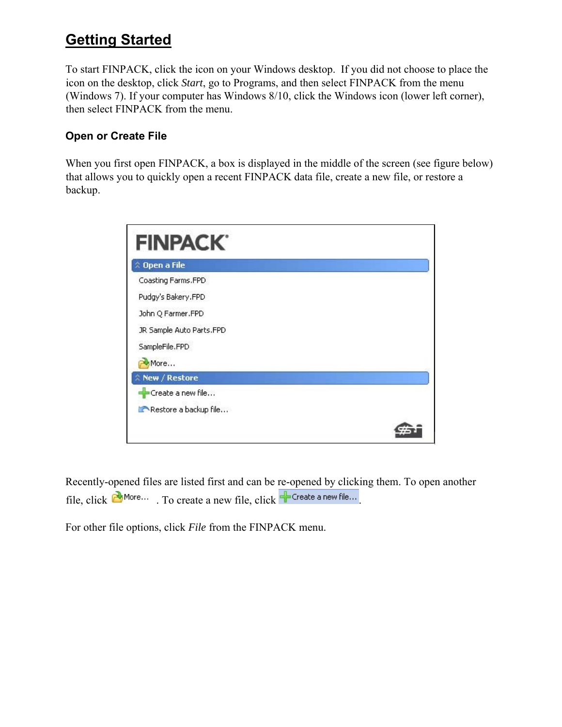# Getting Started

To start FINPACK, click the icon on your Windows desktop. If you did not choose to place the icon on the desktop, click *Start*, go to Programs, and then select FINPACK from the menu (Windows 7). If your computer has Windows 8/10, click the Windows icon (lower left corner), then select FINPACK from the menu.

### Open or Create File

When you first open FINPACK, a box is displayed in the middle of the screen (see figure below) that allows you to quickly open a recent FINPACK data file, create a new file, or restore a backup.

Recently-opened files are listed first and can be re-opened by clicking them. To open another file, click More... . To create a new file, click Create a new file... .

For other file options, click *File* from the FINPACK menu.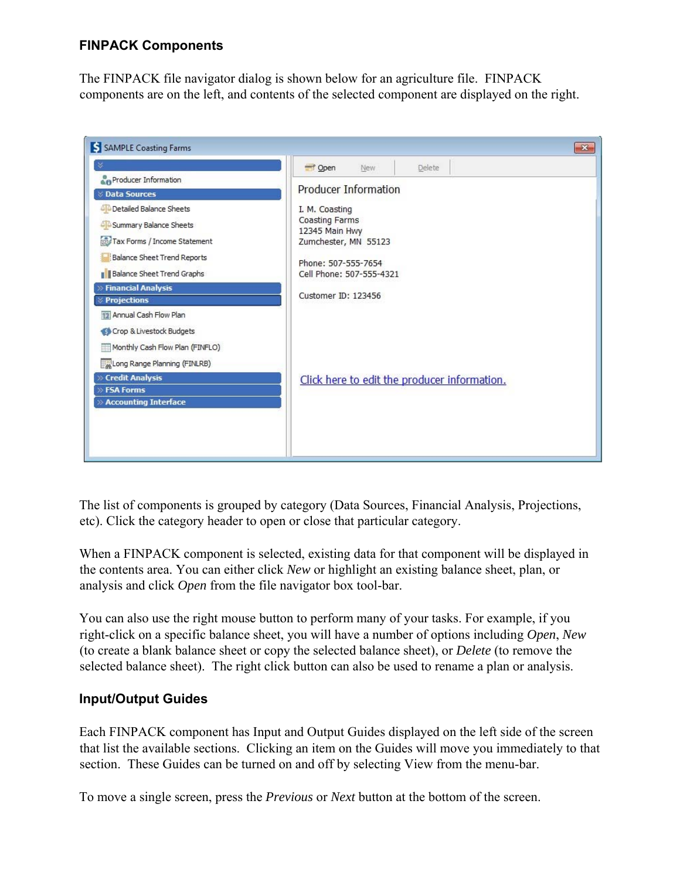## FINPACK Components

The FINPACK file navigator dialog is shown below for an agriculture file. FINPACK components are on the left, and contents of the selected component are displayed on the right.

The list of components is grouped by category (Data Sources, Financial Analysis, Projections, etc). Click the category header to open or close that particular category.

When a FINPACK component is selected, existing data for that component will be displayed in the contents area. You can either click *New* or highlight an existing balance sheet, plan, or analysis and click *Open* from the file navigator box tool-bar.

You can also use the right mouse button to perform many of your tasks. For example, if you right-click on a specific balance sheet, you will have a number of options including *Open*, *New* (to create a blank balance sheet or copy the selected balance sheet), or *Delete* (to remove the selected balance sheet). The right click button can also be used to rename a plan or analysis.

## Input/Output Guides

Each FINPACK component has Input and Output Guides displayed on the left side of the screen that list the available sections. Clicking an item on the Guides will move you immediately to that section. These Guides can be turned on and off by selecting View from the menu-bar.

To move a single screen, press the *Previous* or *Next* button at the bottom of the screen.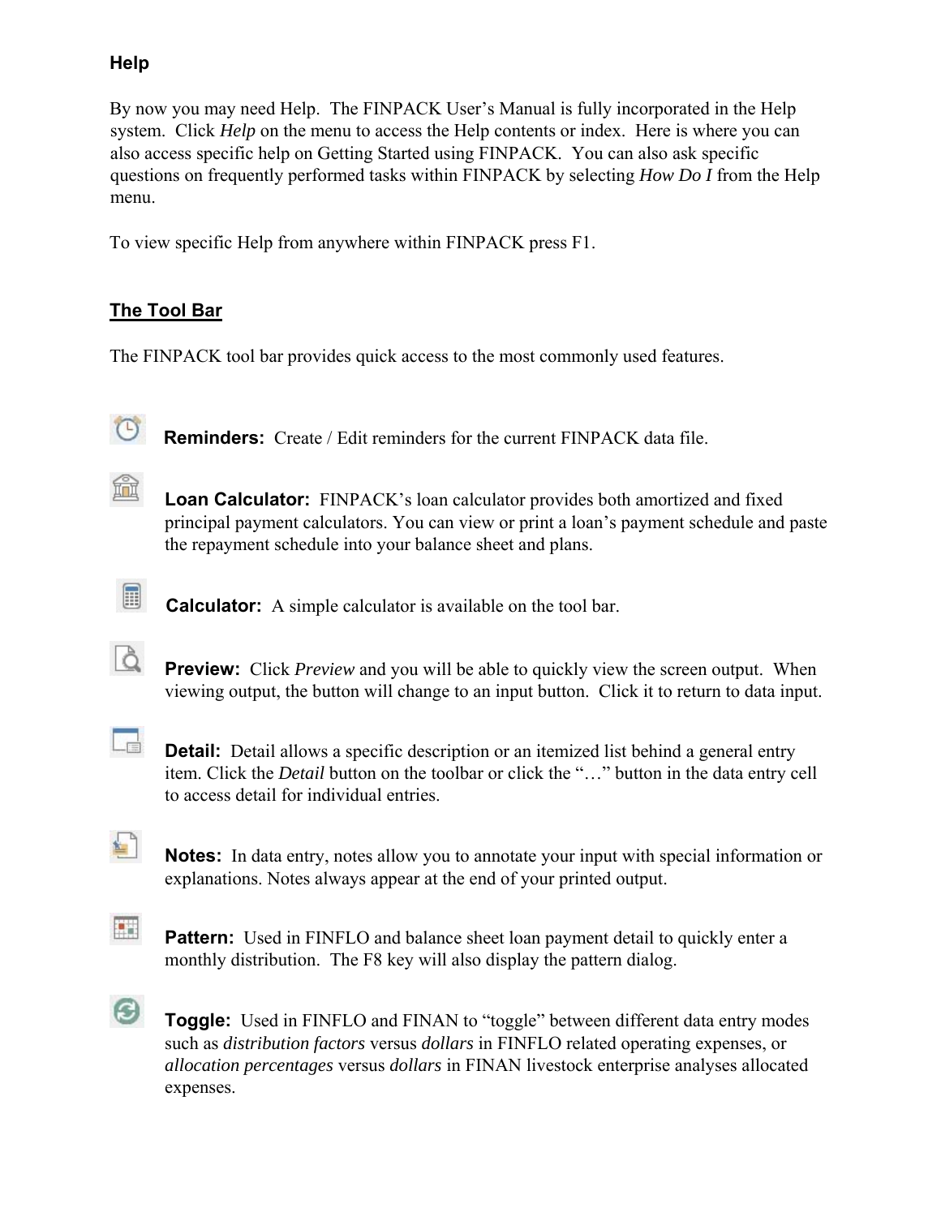### Help

By now you may need Help. The FINPACK User's Manual is fully incorporated in the Help system. Click *Help* on the menu to access the Help contents or index. Here is where you can also access specific help on Getting Started using FINPACK. You can also ask specific questions on frequently performed tasks within FINPACK by selecting *How Do I* from the Help menu.

To view specific Help from anywhere within FINPACK press F1.

## The Tool Bar

The FINPACK tool bar provides quick access to the most commonly used features.

**Reminders:** Create / Edit reminders for the current FINPACK data file.

**Loan Calculator:** FINPACK's loan calculator provides both amortized and fixed principal payment calculators. You can view or print a loan's payment schedule and paste the repayment schedule into your balance sheet and plans.

**Calculator:** A simple calculator is available on the tool bar.

**Preview:** Click *Preview* and you will be able to quickly view the screen output. When viewing output, the button will change to an input button. Click it to return to data input.

**Detail:** Detail allows a specific description or an itemized list behind a general entry item. Click the *Detail* button on the toolbar or click the "…" button in the data entry cell to access detail for individual entries.

**Notes:** In data entry, notes allow you to annotate your input with special information or explanations. Notes always appear at the end of your printed output.

**Pattern:** Used in FINFLO and balance sheet loan payment detail to quickly enter a monthly distribution. The F8 key will also display the pattern dialog.

**Toggle:** Used in FINFLO and FINAN to "toggle" between different data entry modes such as *distribution factors* versus *dollars* in FINFLO related operating expenses, or *allocation percentages* versus *dollars* in FINAN livestock enterprise analyses allocated expenses.